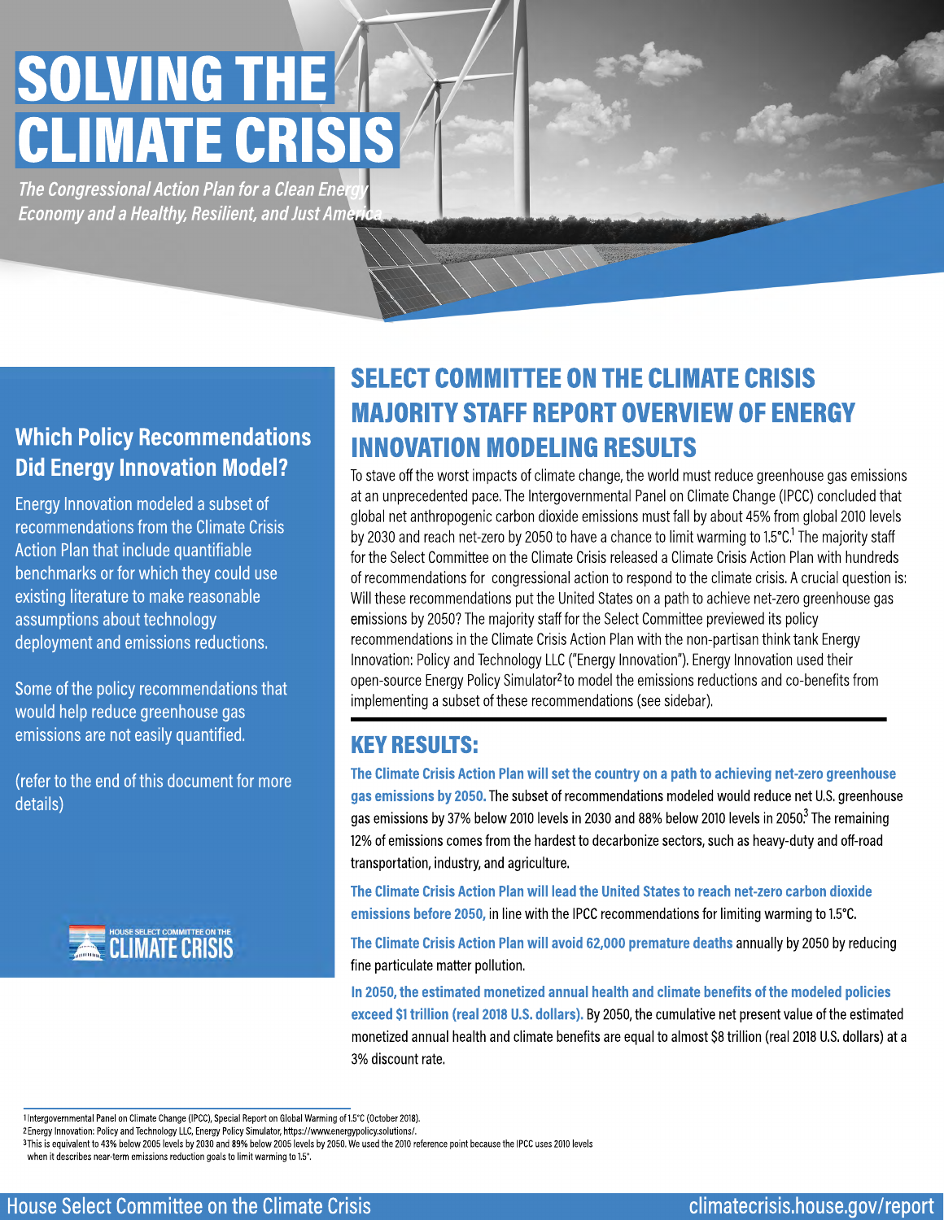# SOLVING THE CLIMATE CRISIS

*The Congressional Action Plan for a Clean Energy Economy and a Healthy, Resilient, and Just America*

## Which Policy Recommendations Did Energy Innovation Model?

Energy Innovation modeled a subset of recommendations from the Climate Crisis Action Plan that include quantifiable benchmarks or for which they could use existing literature to make reasonable assumptions about technology deployment and emissions reductions.

Some of the policy recommendations that would help reduce greenhouse gas emissions are not easily quantified.

(refer to the end of this document for more details)

HOUSE SELECT COMMITTEE ON THE CLIMATE CRISIS

## SELECT COMMITTEE ON THE CLIMATE CRISIS MAJORITY STAFF REPORT OVERVIEW OF ENERGY INNOVATION MODELING RESULTS

To stave off the worst impacts of climate change, the world must reduce greenhouse gas emissions at an unprecedented pace. The Intergovernmental Panel on Climate Change (IPCC) concluded that global net anthropogenic carbon dioxide emissions must fall by about 45% from global 2010 levels by 2030 and reach net-zero by 2050 to have a chance to limit warming to 1.5°C.[1] The majority staff for the Select Committee on the Climate Crisis released a Climate Crisis Action Plan with hundreds of recommendations for congressional action to respond to the climate crisis. A crucial question is: Will these recommendations put the United States on a path to achieve net-zero greenhouse gas emissions by 2050? The majority staff for the Select Committee previewed its policy recommendations in the Climate Crisis Action Plan with the non-partisan think tank Energy Innovation: Policy and Technology LLC ("Energy Innovation"). Energy Innovation used their open-source Energy Policy Simulator[2] to model the emissions reductions and co-benefits from implementing a subset of these recommendations (see sidebar).

## KEY RESULTS:

**The Climate Crisis Action Plan will set the country on a path to achieving net-zero greenhouse gas emissions by 2050.** The subset of recommendations modeled would reduce net U.S. greenhouse gas emissions by 37% below 2010 levels in 2030 and 88% below 2010 levels in 2050.[3] The remaining 12% of emissions comes from the hardest to decarbonize sectors, such as heavy-duty and off-road transportation, industry, and agriculture.

**The Climate Crisis Action Plan will lead the United States to reach net-zero carbon dioxide emissions before 2050,** in line with the IPCC recommendations for limiting warming to 1.5°C.

**The Climate Crisis Action Plan will avoid 62,000 premature deaths** annually by 2050 by reducing fine particulate matter pollution.

**In 2050, the estimated monetized annual health and climate benefits of the modeled policies exceed $1 trillion (real 2018 U.S. dollars).** By 2050, the cumulative net present value of the estimated monetized annual health and climate benefits are equal to almost $8 trillion (real 2018 U.S. dollars) at a 3% discount rate.

---

1 Intergovernmental Panel on Climate Change (IPCC), Special Report on Global Warming of 1.5°C (October 2018).
2 Energy Innovation: Policy and Technology LLC, Energy Policy Simulator, https://www.energypolicy.solutions/.
3 This is equivalent to 43% below 2005 levels by 2030 and 89% below 2005 levels by 2050. We used the 2010 reference point because the IPCC uses 2010 levels when it describes near-term emissions reduction goals to limit warming to 1.5°.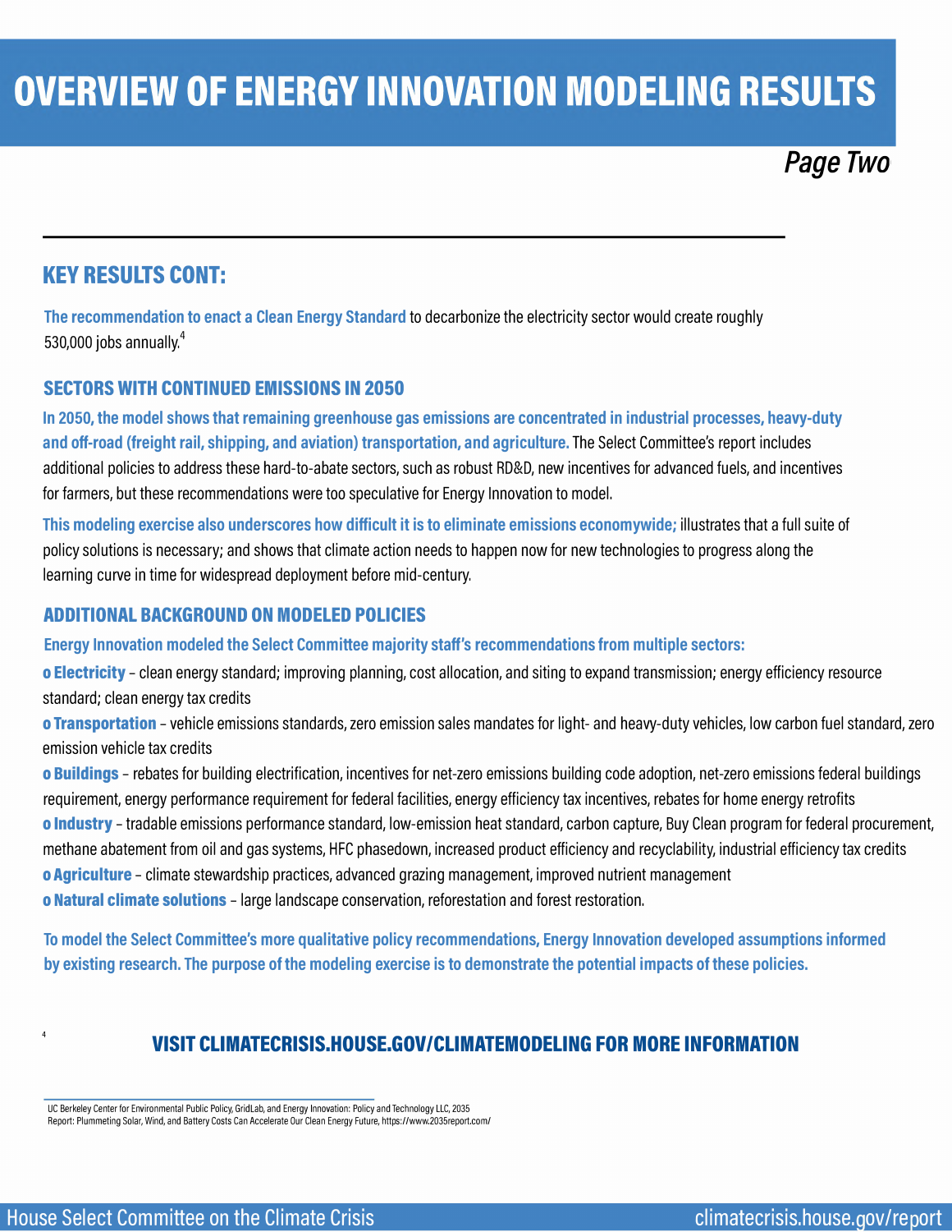# OVERVIEW OF ENERGY INNOVATION MODELING RESULTS

*Page Two*

## KEY RESULTS CONT:

**The recommendation to enact a Clean Energy Standard** to decarbonize the electricity sector would create roughly 530,000 jobs annually.[4]

### SECTORS WITH CONTINUED EMISSIONS IN 2050

**In 2050, the model shows that remaining greenhouse gas emissions are concentrated in industrial processes, heavy-duty and off-road (freight rail, shipping, and aviation) transportation, and agriculture.** The Select Committee's report includes additional policies to address these hard-to-abate sectors, such as robust RD&D, new incentives for advanced fuels, and incentives for farmers, but these recommendations were too speculative for Energy Innovation to model.

**This modeling exercise also underscores how difficult it is to eliminate emissions economywide;** illustrates that a full suite of policy solutions is necessary; and shows that climate action needs to happen now for new technologies to progress along the learning curve in time for widespread deployment before mid-century.

### ADDITIONAL BACKGROUND ON MODELED POLICIES

**Energy Innovation modeled the Select Committee majority staff's recommendations from multiple sectors:**

- **Electricity** – clean energy standard; improving planning, cost allocation, and siting to expand transmission; energy efficiency resource standard; clean energy tax credits
- **Transportation** – vehicle emissions standards, zero emission sales mandates for light- and heavy-duty vehicles, low carbon fuel standard, zero emission vehicle tax credits
- **Buildings** – rebates for building electrification, incentives for net-zero emissions building code adoption, net-zero emissions federal buildings requirement, energy performance requirement for federal facilities, energy efficiency tax incentives, rebates for home energy retrofits
- **Industry** – tradable emissions performance standard, low-emission heat standard, carbon capture, Buy Clean program for federal procurement, methane abatement from oil and gas systems, HFC phasedown, increased product efficiency and recyclability, industrial efficiency tax credits
- **Agriculture** – climate stewardship practices, advanced grazing management, improved nutrient management
- **Natural climate solutions** – large landscape conservation, reforestation and forest restoration.

**To model the Select Committee's more qualitative policy recommendations, Energy Innovation developed assumptions informed by existing research. The purpose of the modeling exercise is to demonstrate the potential impacts of these policies.**

**VISIT CLIMATECRISIS.HOUSE.GOV/CLIMATEMODELING FOR MORE INFORMATION**

[4] UC Berkeley Center for Environmental Public Policy, GridLab, and Energy Innovation: Policy and Technology LLC, 2035 Report: Plummeting Solar, Wind, and Battery Costs Can Accelerate Our Clean Energy Future, https://www.2035report.com/